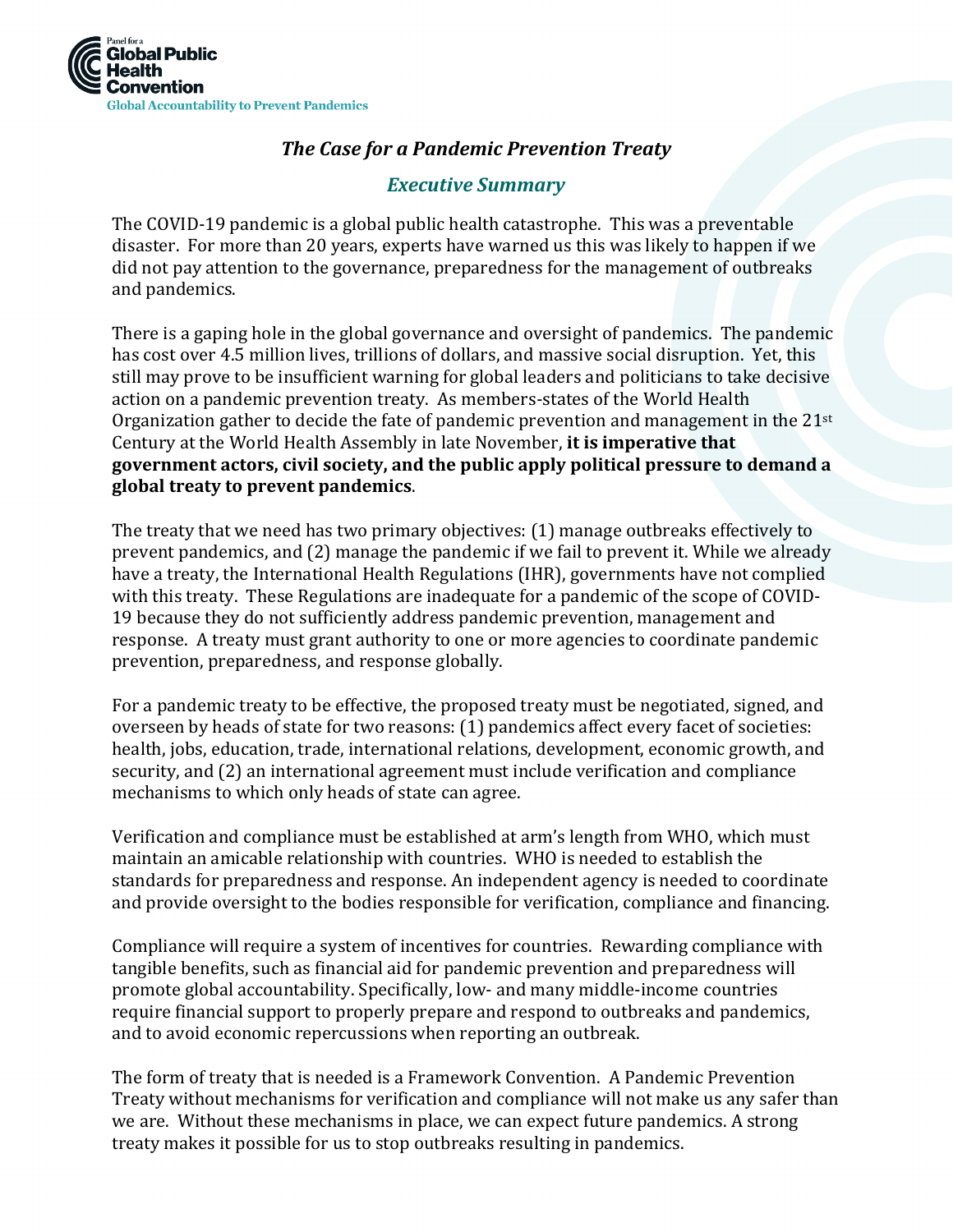Panel for a
**Global Public Health Convention**
Global Accountability to Prevent Pandemics

# *The Case for a Pandemic Prevention Treaty*

## *Executive Summary*

The COVID-19 pandemic is a global public health catastrophe. This was a preventable disaster. For more than 20 years, experts have warned us this was likely to happen if we did not pay attention to the governance, preparedness for the management of outbreaks and pandemics.

There is a gaping hole in the global governance and oversight of pandemics. The pandemic has cost over 4.5 million lives, trillions of dollars, and massive social disruption. Yet, this still may prove to be insufficient warning for global leaders and politicians to take decisive action on a pandemic prevention treaty. As members-states of the World Health Organization gather to decide the fate of pandemic prevention and management in the 21st Century at the World Health Assembly in late November, **it is imperative that government actors, civil society, and the public apply political pressure to demand a global treaty to prevent pandemics**.

The treaty that we need has two primary objectives: (1) manage outbreaks effectively to prevent pandemics, and (2) manage the pandemic if we fail to prevent it. While we already have a treaty, the International Health Regulations (IHR), governments have not complied with this treaty. These Regulations are inadequate for a pandemic of the scope of COVID-19 because they do not sufficiently address pandemic prevention, management and response. A treaty must grant authority to one or more agencies to coordinate pandemic prevention, preparedness, and response globally.

For a pandemic treaty to be effective, the proposed treaty must be negotiated, signed, and overseen by heads of state for two reasons: (1) pandemics affect every facet of societies: health, jobs, education, trade, international relations, development, economic growth, and security, and (2) an international agreement must include verification and compliance mechanisms to which only heads of state can agree.

Verification and compliance must be established at arm's length from WHO, which must maintain an amicable relationship with countries. WHO is needed to establish the standards for preparedness and response. An independent agency is needed to coordinate and provide oversight to the bodies responsible for verification, compliance and financing.

Compliance will require a system of incentives for countries. Rewarding compliance with tangible benefits, such as financial aid for pandemic prevention and preparedness will promote global accountability. Specifically, low- and many middle-income countries require financial support to properly prepare and respond to outbreaks and pandemics, and to avoid economic repercussions when reporting an outbreak.

The form of treaty that is needed is a Framework Convention. A Pandemic Prevention Treaty without mechanisms for verification and compliance will not make us any safer than we are. Without these mechanisms in place, we can expect future pandemics. A strong treaty makes it possible for us to stop outbreaks resulting in pandemics.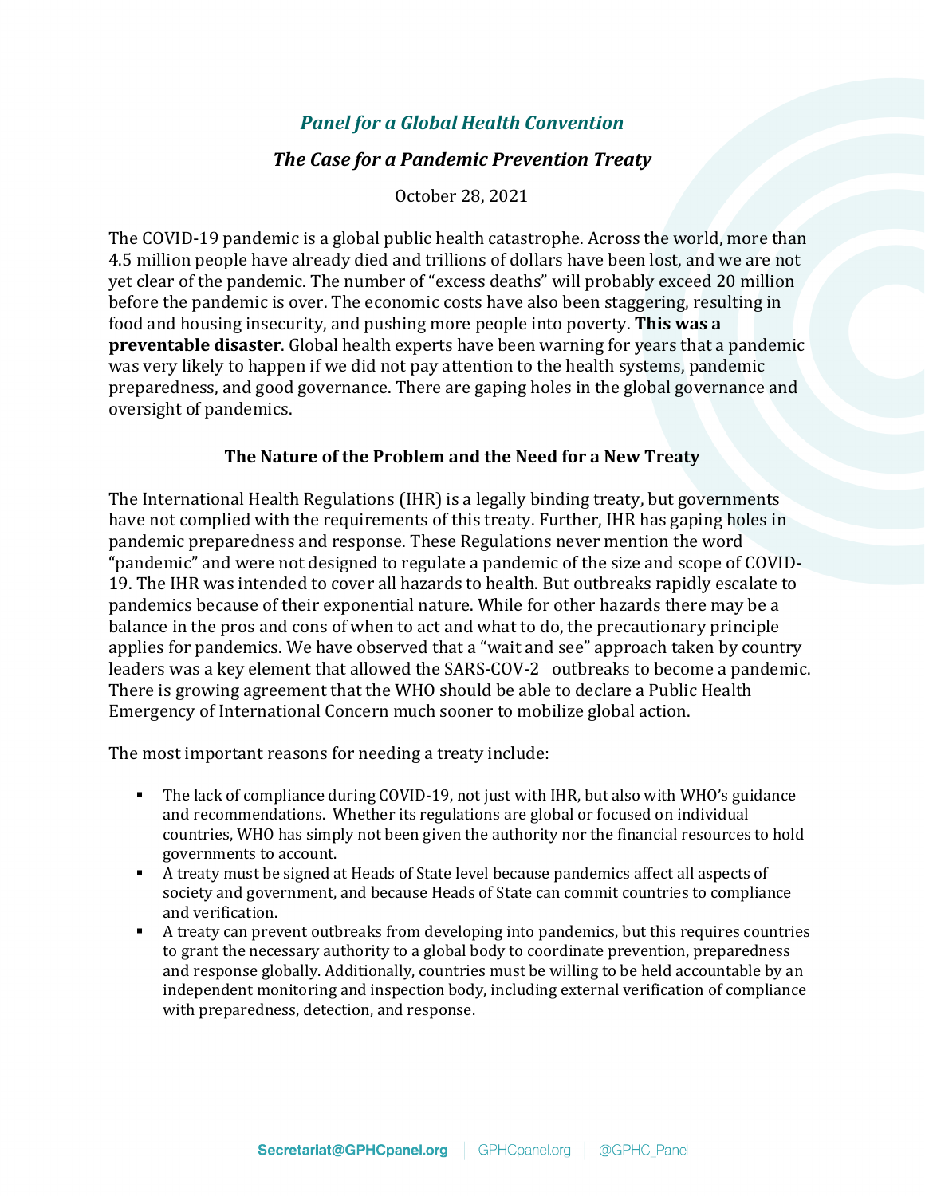## *Panel for a Global Health Convention*

### *The Case for a Pandemic Prevention Treaty*

October 28, 2021

The COVID-19 pandemic is a global public health catastrophe. Across the world, more than 4.5 million people have already died and trillions of dollars have been lost, and we are not yet clear of the pandemic. The number of "excess deaths" will probably exceed 20 million before the pandemic is over. The economic costs have also been staggering, resulting in food and housing insecurity, and pushing more people into poverty. **This was a preventable disaster**. Global health experts have been warning for years that a pandemic was very likely to happen if we did not pay attention to the health systems, pandemic preparedness, and good governance. There are gaping holes in the global governance and oversight of pandemics.

### The Nature of the Problem and the Need for a New Treaty

The International Health Regulations (IHR) is a legally binding treaty, but governments have not complied with the requirements of this treaty. Further, IHR has gaping holes in pandemic preparedness and response. These Regulations never mention the word "pandemic" and were not designed to regulate a pandemic of the size and scope of COVID-19. The IHR was intended to cover all hazards to health. But outbreaks rapidly escalate to pandemics because of their exponential nature. While for other hazards there may be a balance in the pros and cons of when to act and what to do, the precautionary principle applies for pandemics. We have observed that a "wait and see" approach taken by country leaders was a key element that allowed the SARS-COV-2 outbreaks to become a pandemic. There is growing agreement that the WHO should be able to declare a Public Health Emergency of International Concern much sooner to mobilize global action.

The most important reasons for needing a treaty include:

- The lack of compliance during COVID-19, not just with IHR, but also with WHO's guidance and recommendations. Whether its regulations are global or focused on individual countries, WHO has simply not been given the authority nor the financial resources to hold governments to account.
- A treaty must be signed at Heads of State level because pandemics affect all aspects of society and government, and because Heads of State can commit countries to compliance and verification.
- A treaty can prevent outbreaks from developing into pandemics, but this requires countries to grant the necessary authority to a global body to coordinate prevention, preparedness and response globally. Additionally, countries must be willing to be held accountable by an independent monitoring and inspection body, including external verification of compliance with preparedness, detection, and response.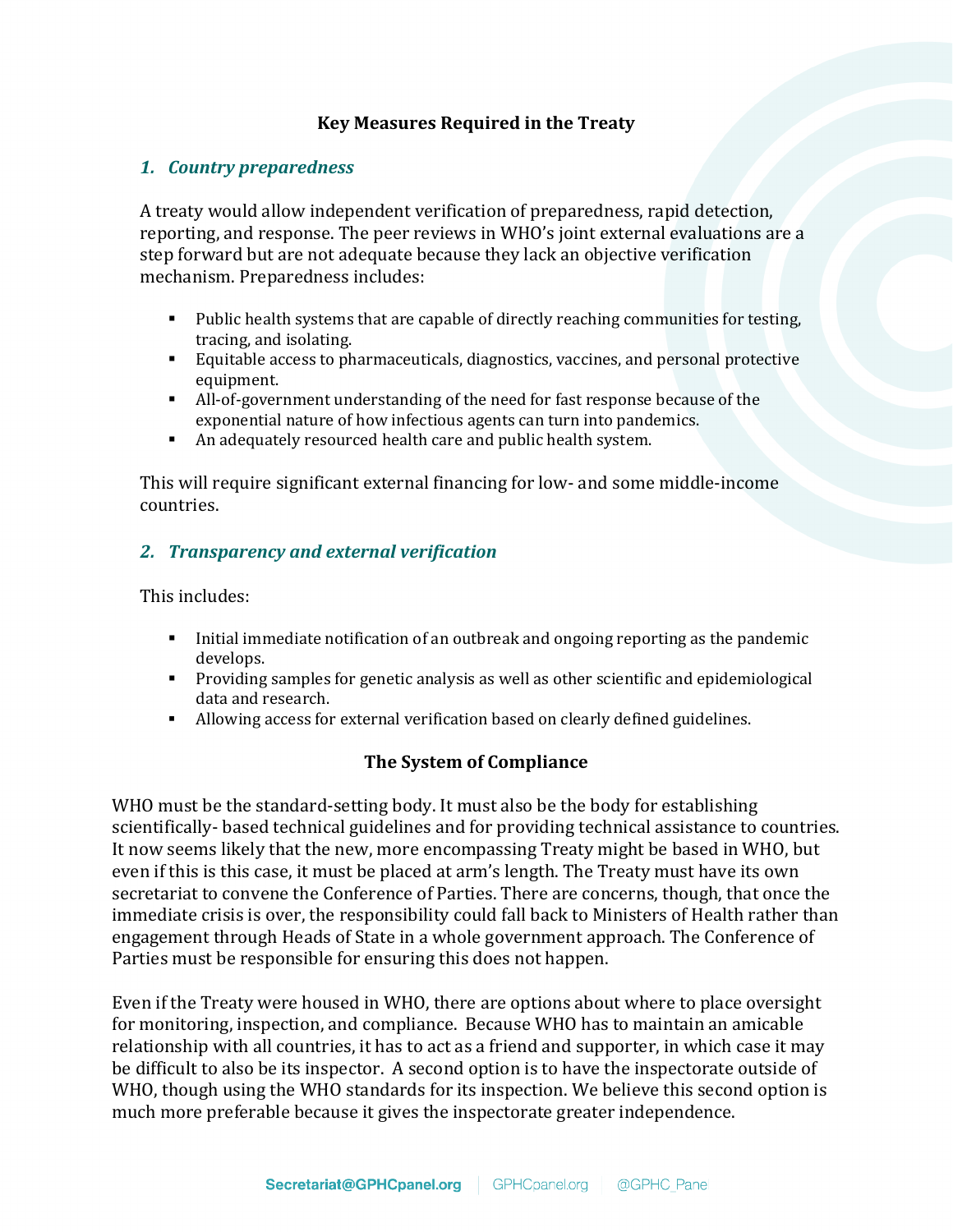## Key Measures Required in the Treaty

### *1. Country preparedness*

A treaty would allow independent verification of preparedness, rapid detection, reporting, and response. The peer reviews in WHO's joint external evaluations are a step forward but are not adequate because they lack an objective verification mechanism. Preparedness includes:

- Public health systems that are capable of directly reaching communities for testing, tracing, and isolating.
- Equitable access to pharmaceuticals, diagnostics, vaccines, and personal protective equipment.
- All-of-government understanding of the need for fast response because of the exponential nature of how infectious agents can turn into pandemics.
- An adequately resourced health care and public health system.

This will require significant external financing for low- and some middle-income countries.

### *2. Transparency and external verification*

This includes:

- Initial immediate notification of an outbreak and ongoing reporting as the pandemic develops.
- Providing samples for genetic analysis as well as other scientific and epidemiological data and research.
- Allowing access for external verification based on clearly defined guidelines.

## The System of Compliance

WHO must be the standard-setting body. It must also be the body for establishing scientifically- based technical guidelines and for providing technical assistance to countries. It now seems likely that the new, more encompassing Treaty might be based in WHO, but even if this is this case, it must be placed at arm's length. The Treaty must have its own secretariat to convene the Conference of Parties. There are concerns, though, that once the immediate crisis is over, the responsibility could fall back to Ministers of Health rather than engagement through Heads of State in a whole government approach. The Conference of Parties must be responsible for ensuring this does not happen.

Even if the Treaty were housed in WHO, there are options about where to place oversight for monitoring, inspection, and compliance. Because WHO has to maintain an amicable relationship with all countries, it has to act as a friend and supporter, in which case it may be difficult to also be its inspector. A second option is to have the inspectorate outside of WHO, though using the WHO standards for its inspection. We believe this second option is much more preferable because it gives the inspectorate greater independence.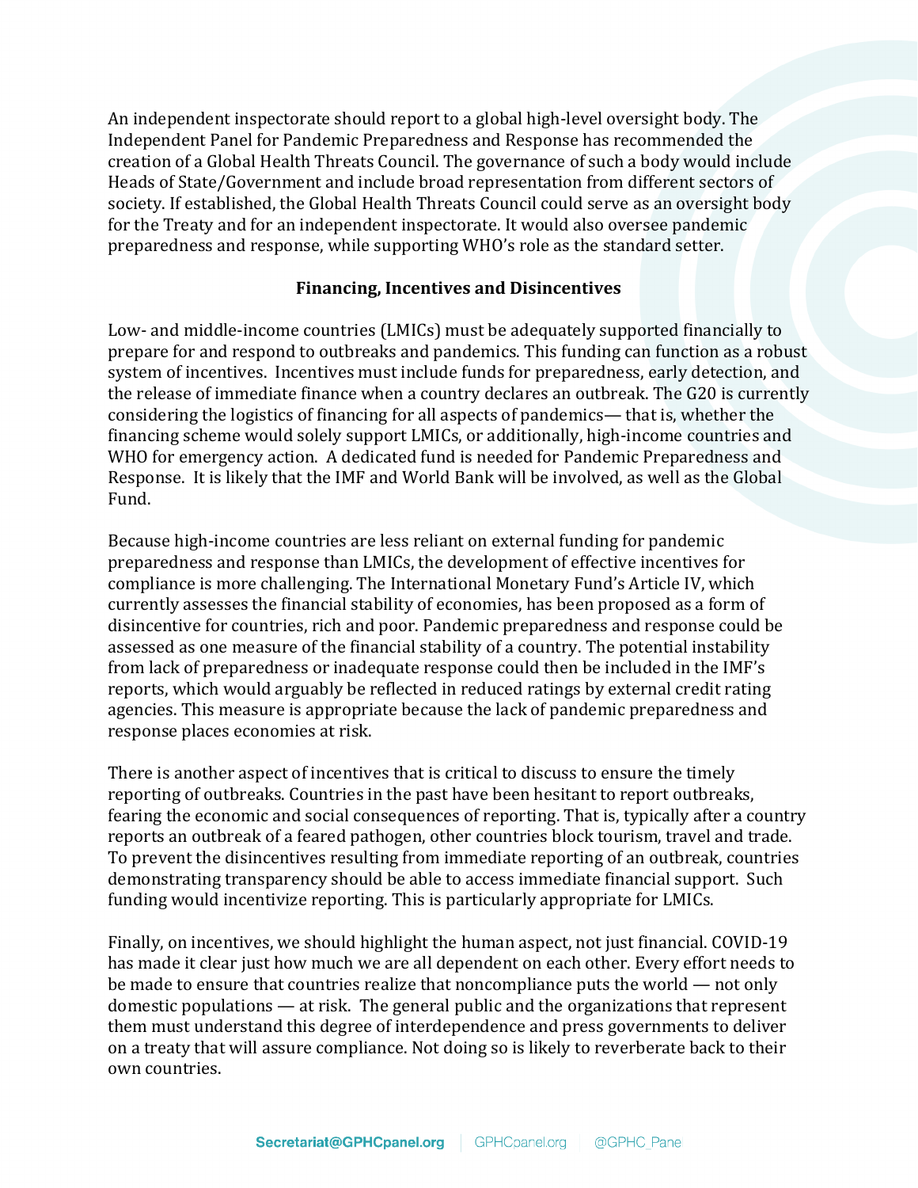An independent inspectorate should report to a global high-level oversight body. The Independent Panel for Pandemic Preparedness and Response has recommended the creation of a Global Health Threats Council. The governance of such a body would include Heads of State/Government and include broad representation from different sectors of society. If established, the Global Health Threats Council could serve as an oversight body for the Treaty and for an independent inspectorate. It would also oversee pandemic preparedness and response, while supporting WHO's role as the standard setter.

**Financing, Incentives and Disincentives**

Low- and middle-income countries (LMICs) must be adequately supported financially to prepare for and respond to outbreaks and pandemics. This funding can function as a robust system of incentives. Incentives must include funds for preparedness, early detection, and the release of immediate finance when a country declares an outbreak. The G20 is currently considering the logistics of financing for all aspects of pandemics— that is, whether the financing scheme would solely support LMICs, or additionally, high-income countries and WHO for emergency action. A dedicated fund is needed for Pandemic Preparedness and Response. It is likely that the IMF and World Bank will be involved, as well as the Global Fund.

Because high-income countries are less reliant on external funding for pandemic preparedness and response than LMICs, the development of effective incentives for compliance is more challenging. The International Monetary Fund's Article IV, which currently assesses the financial stability of economies, has been proposed as a form of disincentive for countries, rich and poor. Pandemic preparedness and response could be assessed as one measure of the financial stability of a country. The potential instability from lack of preparedness or inadequate response could then be included in the IMF's reports, which would arguably be reflected in reduced ratings by external credit rating agencies. This measure is appropriate because the lack of pandemic preparedness and response places economies at risk.

There is another aspect of incentives that is critical to discuss to ensure the timely reporting of outbreaks. Countries in the past have been hesitant to report outbreaks, fearing the economic and social consequences of reporting. That is, typically after a country reports an outbreak of a feared pathogen, other countries block tourism, travel and trade. To prevent the disincentives resulting from immediate reporting of an outbreak, countries demonstrating transparency should be able to access immediate financial support. Such funding would incentivize reporting. This is particularly appropriate for LMICs.

Finally, on incentives, we should highlight the human aspect, not just financial. COVID-19 has made it clear just how much we are all dependent on each other. Every effort needs to be made to ensure that countries realize that noncompliance puts the world — not only domestic populations — at risk. The general public and the organizations that represent them must understand this degree of interdependence and press governments to deliver on a treaty that will assure compliance. Not doing so is likely to reverberate back to their own countries.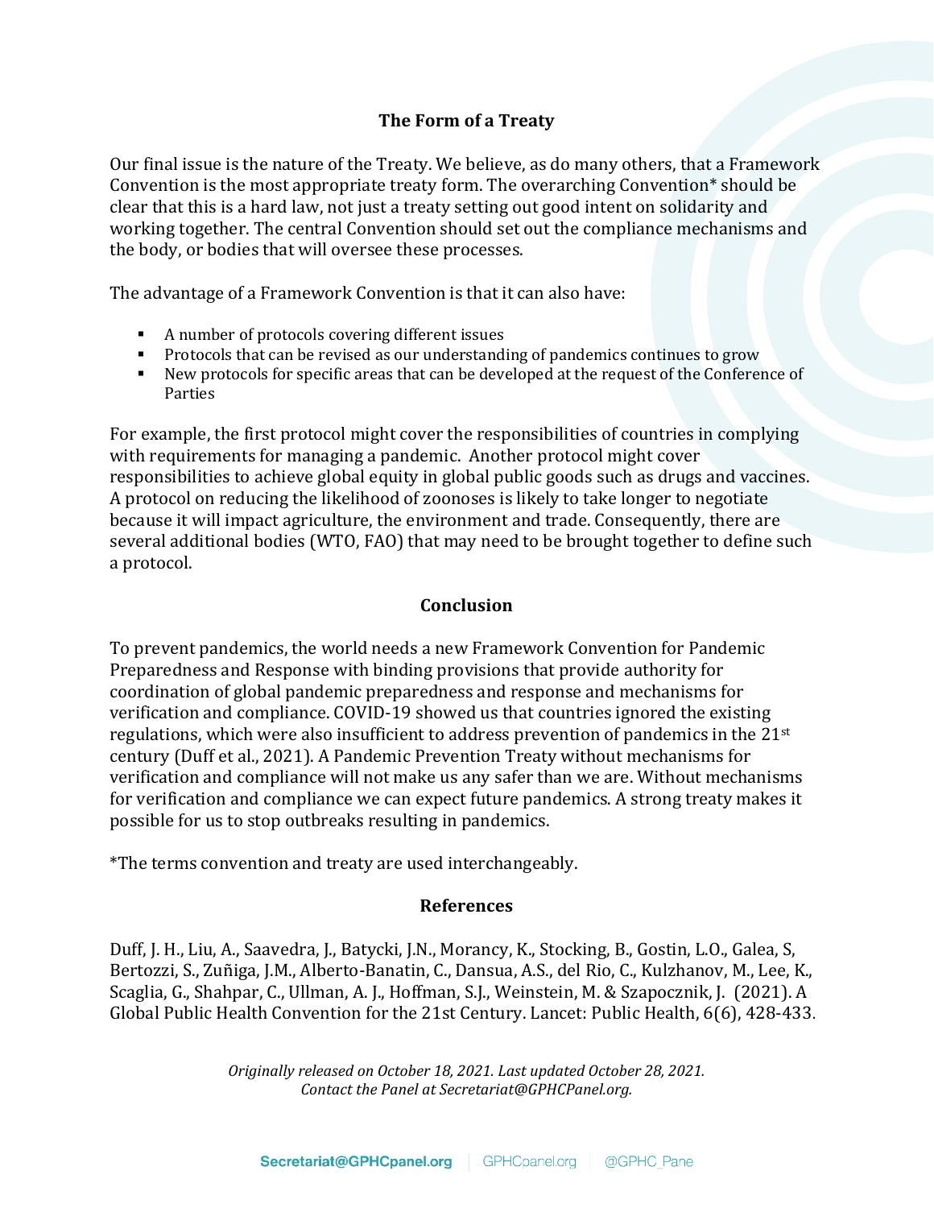## The Form of a Treaty

Our final issue is the nature of the Treaty. We believe, as do many others, that a Framework Convention is the most appropriate treaty form. The overarching Convention* should be clear that this is a hard law, not just a treaty setting out good intent on solidarity and working together. The central Convention should set out the compliance mechanisms and the body, or bodies that will oversee these processes.

The advantage of a Framework Convention is that it can also have:

- A number of protocols covering different issues
- Protocols that can be revised as our understanding of pandemics continues to grow
- New protocols for specific areas that can be developed at the request of the Conference of Parties

For example, the first protocol might cover the responsibilities of countries in complying with requirements for managing a pandemic. Another protocol might cover responsibilities to achieve global equity in global public goods such as drugs and vaccines. A protocol on reducing the likelihood of zoonoses is likely to take longer to negotiate because it will impact agriculture, the environment and trade. Consequently, there are several additional bodies (WTO, FAO) that may need to be brought together to define such a protocol.

## Conclusion

To prevent pandemics, the world needs a new Framework Convention for Pandemic Preparedness and Response with binding provisions that provide authority for coordination of global pandemic preparedness and response and mechanisms for verification and compliance. COVID-19 showed us that countries ignored the existing regulations, which were also insufficient to address prevention of pandemics in the 21st century (Duff et al., 2021). A Pandemic Prevention Treaty without mechanisms for verification and compliance will not make us any safer than we are. Without mechanisms for verification and compliance we can expect future pandemics. A strong treaty makes it possible for us to stop outbreaks resulting in pandemics.

*The terms convention and treaty are used interchangeably.

## References

Duff, J. H., Liu, A., Saavedra, J., Batycki, J.N., Morancy, K., Stocking, B., Gostin, L.O., Galea, S, Bertozzi, S., Zuñiga, J.M., Alberto-Banatin, C., Dansua, A.S., del Rio, C., Kulzhanov, M., Lee, K., Scaglia, G., Shahpar, C., Ullman, A. J., Hoffman, S.J., Weinstein, M. & Szapocznik, J. (2021). A Global Public Health Convention for the 21st Century. Lancet: Public Health, 6(6), 428-433.

*Originally released on October 18, 2021. Last updated October 28, 2021.*
*Contact the Panel at Secretariat@GPHCPanel.org.*